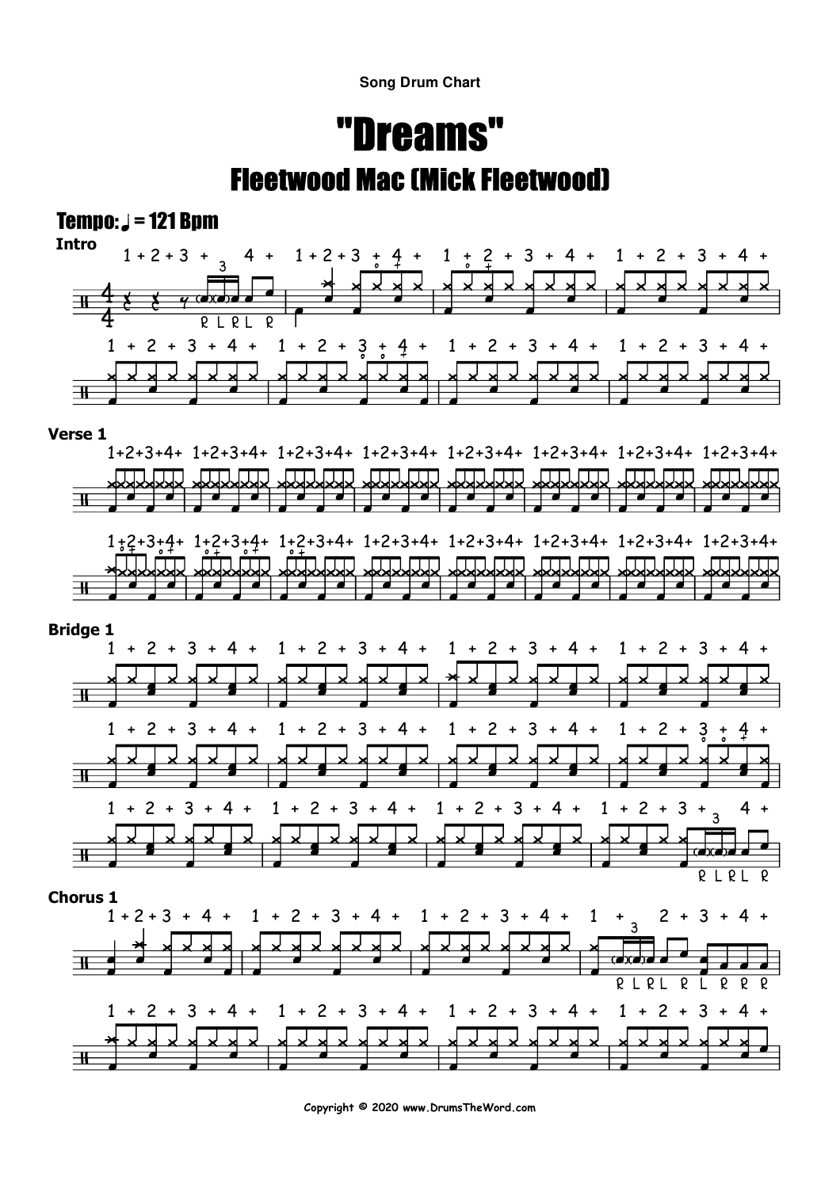Song Drum Chart

# "Dreams"

## Fleetwood Mac (Mick Fleetwood)

**Tempo: ♩ = 121 Bpm**

**Intro**

**Verse 1**

**Bridge 1**

**Chorus 1**

Copyright © 2020 www.DrumsTheWord.com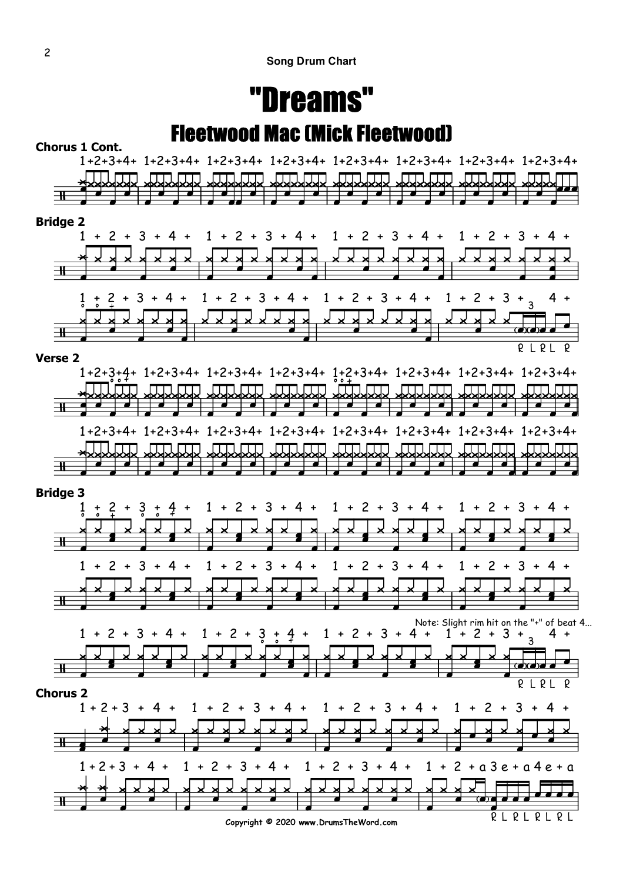# "Dreams"

## Fleetwood Mac (Mick Fleetwood)

**Chorus 1 Cont.**

**Bridge 2**

**Verse 2**

**Bridge 3**

Note: Slight rim hit on the "+" of beat 4...

**Chorus 2**

Copyright © 2020 www.DrumsTheWord.com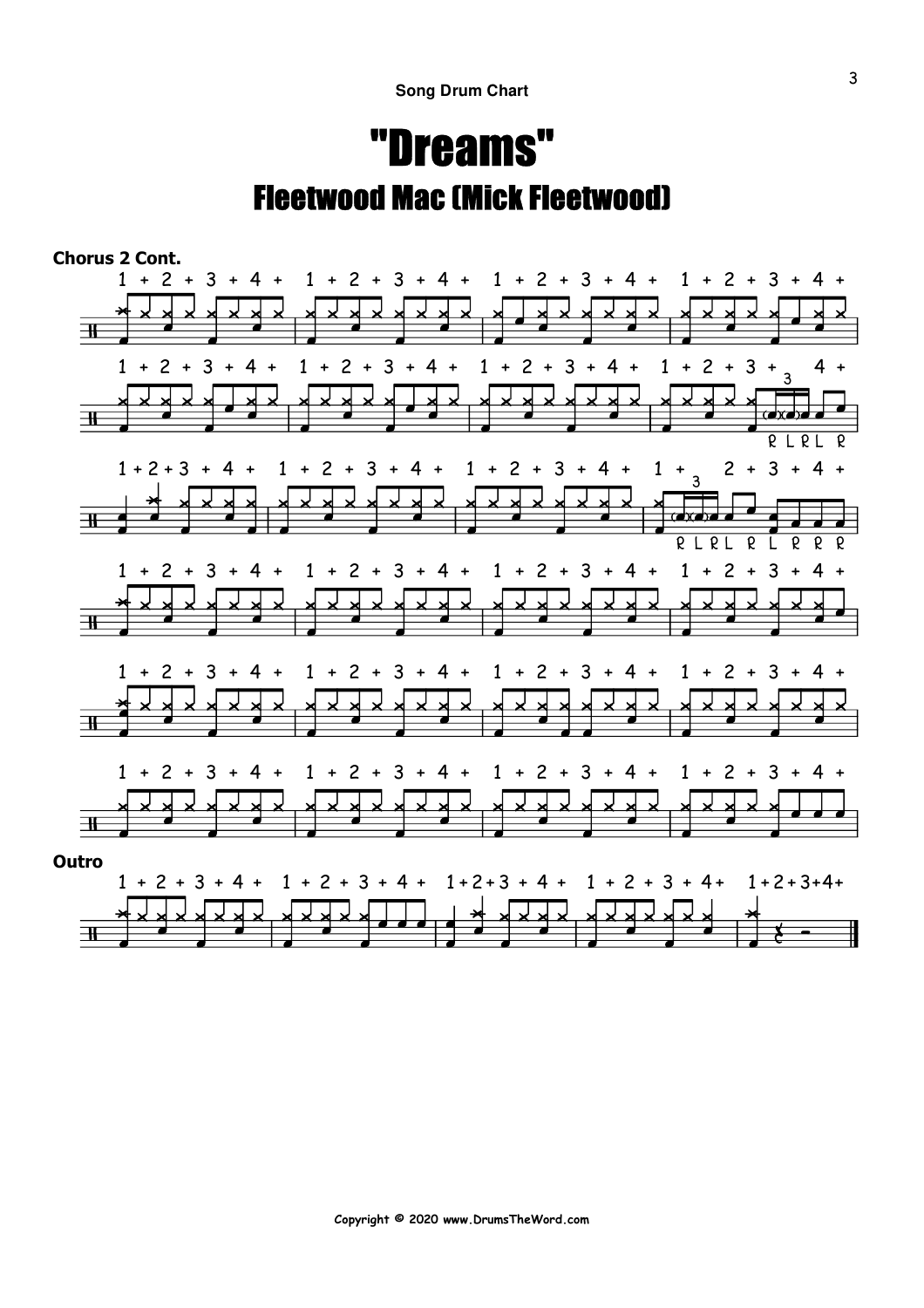Song Drum Chart

# "Dreams"

## Fleetwood Mac (Mick Fleetwood)

**Chorus 2 Cont.**

**Outro**

Copyright © 2020 www.DrumsTheWord.com